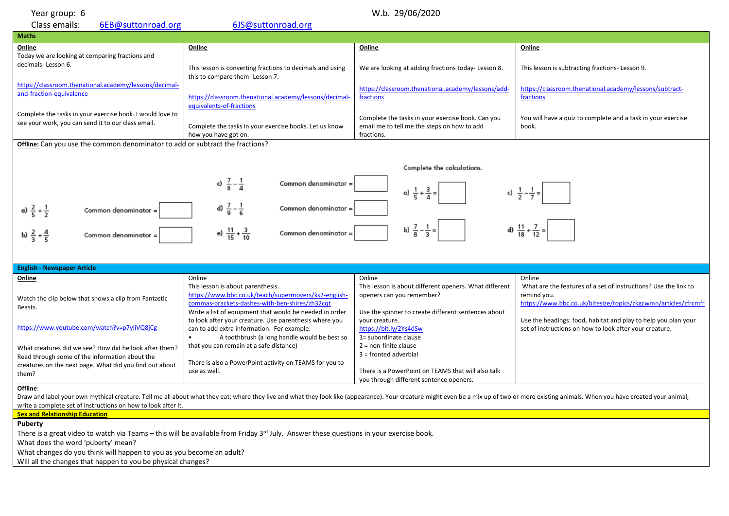Year group: 6

W.b. 29/06/2020

Class emails: 6EB@suttonroad.org 6JS@suttonroad.org

## Maths

| **Online** | **Online** | **Online** | **Online** |
|---|---|---|---|
| Today we are looking at comparing fractions and decimals- Lesson 6.<br><br>https://classroom.thenational.academy/lessons/decimal-and-fraction-equivalence<br><br>Complete the tasks in your exercise book. I would love to see your work, you can send it to our class email. | This lesson is converting fractions to decimals and using this to compare them- Lesson 7.<br><br>https://classroom.thenational.academy/lessons/decimal-equivalents-of-fractions<br><br>Complete the tasks in your exercise books. Let us know how you have got on. | We are looking at adding fractions today- Lesson 8.<br><br>https://classroom.thenational.academy/lessons/add-fractions<br><br>Complete the tasks in your exercise book. Can you email me to tell me the steps on how to add fractions. | This lesson is subtracting fractions- Lesson 9.<br><br>https://classroom.thenational.academy/lessons/subtract-fractions<br><br>You will have a quiz to complete and a task in your exercise book. |

**Offline:** Can you use the common denominator to add or subtract the fractions?

a) $\frac{2}{5} + \frac{1}{2}$ Common denominator = ☐

b) $\frac{2}{3} + \frac{4}{5}$ Common denominator = ☐

c) $\frac{7}{8} - \frac{1}{4}$ Common denominator = ☐

d) $\frac{7}{9} - \frac{1}{6}$ Common denominator = ☐

e) $\frac{11}{15} + \frac{3}{10}$ Common denominator = ☐

Complete the calculations.

a) $\frac{1}{5} + \frac{3}{4} =$ ☐

b) $\frac{7}{8} - \frac{1}{3} =$ ☐

c) $\frac{1}{2} - \frac{1}{7} =$ ☐

d) $\frac{11}{18} + \frac{7}{12} =$ ☐

## English - Newspaper Article

| **Online** | Online | Online | Online |
|---|---|---|---|
| Watch the clip below that shows a clip from Fantastic Beasts.<br><br>https://www.youtube.com/watch?v=p7yliVQ8jCg<br><br>What creatures did we see? How did he look after them? Read through some of the information about the creatures on the next page. What did you find out about them? | This lesson is about parenthesis.<br>https://www.bbc.co.uk/teach/supermovers/ks2-english-commas-brackets-dashes-with-ben-shires/zh32cqt<br>Write a list of equipment that would be needed in order to look after your creature. Use parenthesis where you can to add extra information. For example:<br>• A toothbrush (a long handle would be best so that you can remain at a safe distance)<br><br>There is also a PowerPoint activity on TEAMS for you to use as well. | This lesson is about different openers. What different openers can you remember?<br><br>Use the spinner to create different sentences about your creature.<br>https://bit.ly/2Ys4dSw<br>1= subordinate clause<br>2 = non-finite clause<br>3 = fronted adverbial<br><br>There is a PowerPoint on TEAMS that will also talk you through different sentence openers. | What are the features of a set of instructions? Use the link to remind you.<br>https://www.bbc.co.uk/bitesize/topics/zkgcwmn/articles/zfrcmfr<br><br>Use the headings: food, habitat and play to help you plan your set of instructions on how to look after your creature. |

**Offline**:

Draw and label your own mythical creature. Tell me all about what they eat; where they live and what they look like (appearance). Your creature might even be a mix up of two or more existing animals. When you have created your animal, write a complete set of instructions on how to look after it.

## Sex and Relationship Education

**Puberty**

There is a great video to watch via Teams – this will be available from Friday 3rd July. Answer these questions in your exercise book.

What does the word 'puberty' mean?

What changes do you think will happen to you as you become an adult?

Will all the changes that happen to you be physical changes?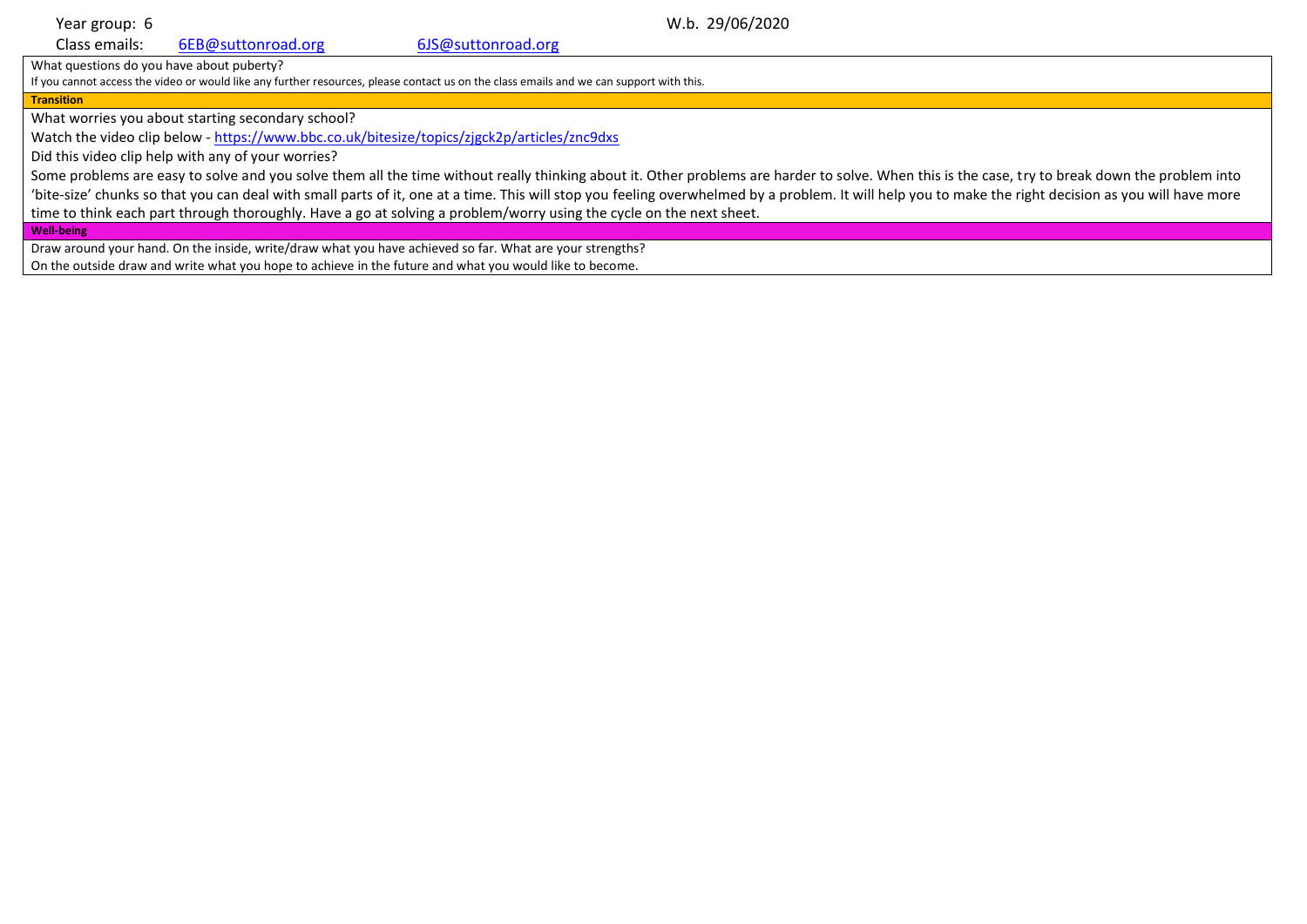Year group: 6 W.b. 29/06/2020

Class emails: 6EB@suttonroad.org 6JS@suttonroad.org

What questions do you have about puberty?

If you cannot access the video or would like any further resources, please contact us on the class emails and we can support with this.

**Transition**

What worries you about starting secondary school?

Watch the video clip below - https://www.bbc.co.uk/bitesize/topics/zjgck2p/articles/znc9dxs

Did this video clip help with any of your worries?

Some problems are easy to solve and you solve them all the time without really thinking about it. Other problems are harder to solve. When this is the case, try to break down the problem into 'bite-size' chunks so that you can deal with small parts of it, one at a time. This will stop you feeling overwhelmed by a problem. It will help you to make the right decision as you will have more time to think each part through thoroughly. Have a go at solving a problem/worry using the cycle on the next sheet.

**Well-being**

Draw around your hand. On the inside, write/draw what you have achieved so far. What are your strengths?

On the outside draw and write what you hope to achieve in the future and what you would like to become.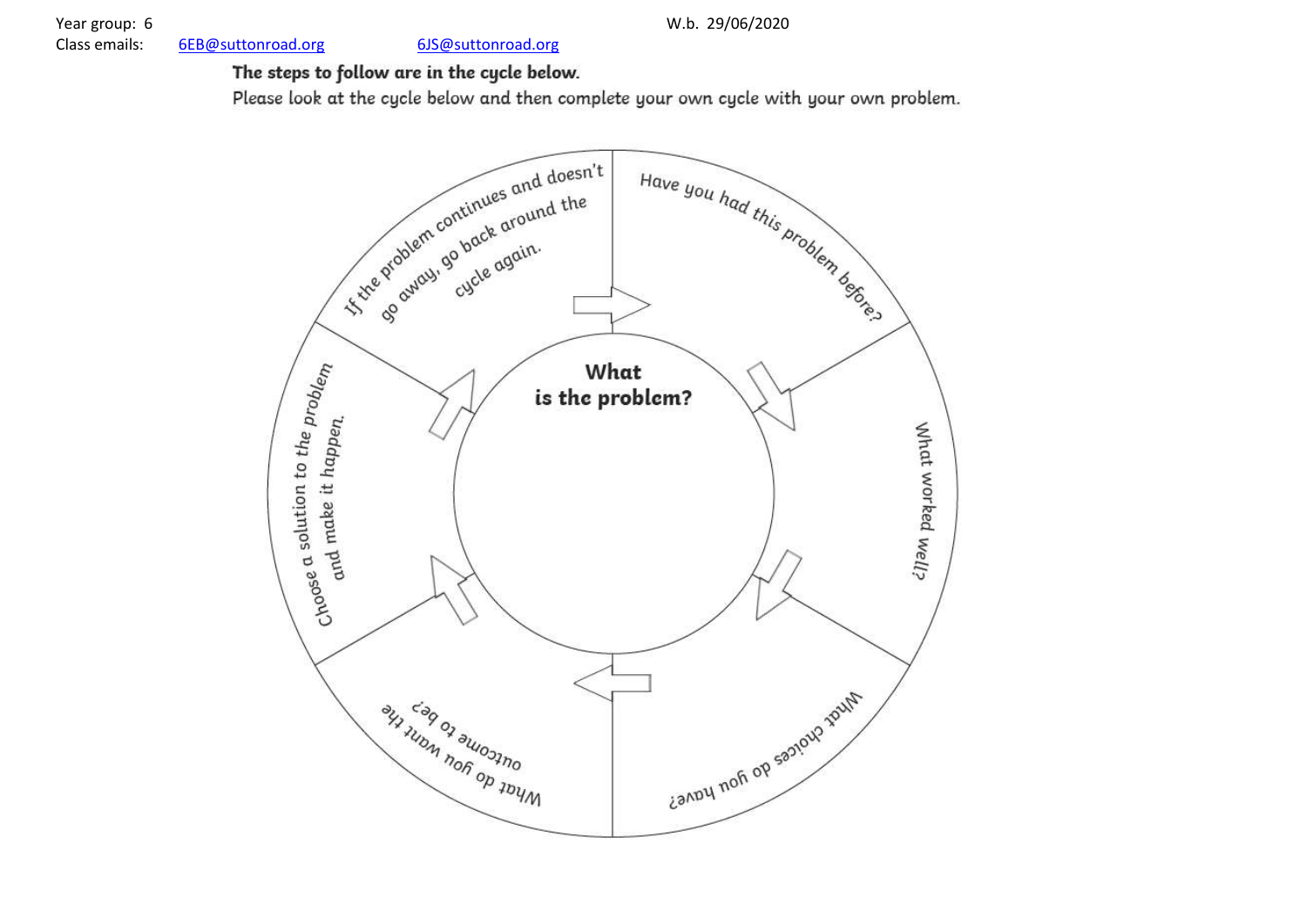Year group: 6

Class emails: 6EB@suttonroad.org 6JS@suttonroad.org

W.b. 29/06/2020

**The steps to follow are in the cycle below.**

Please look at the cycle below and then complete your own cycle with your own problem.

**What is the problem?**

- Have you had this problem before?
- What worked well?
- What choices do you have?
- What do you want the outcome to be?
- Choose a solution to the problem and make it happen.
- If the problem continues and doesn't go away, go back around the cycle again.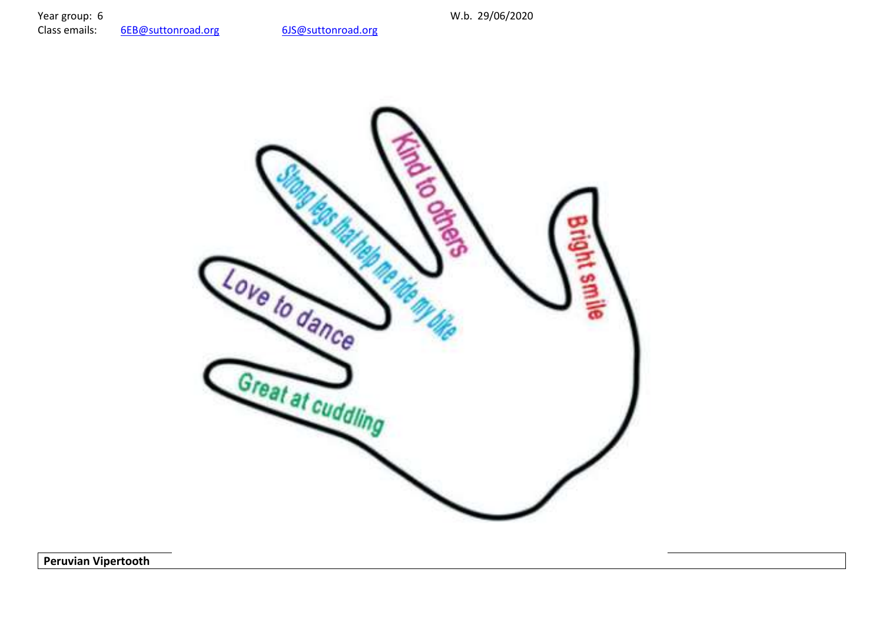Year group: 6

Class emails: 6EB@suttonroad.org 6JS@suttonroad.org

W.b. 29/06/2020

Kind to others

Strong legs that help me ride my bike

Love to dance

Great at cuddling

Bright smile

**Peruvian Vipertooth**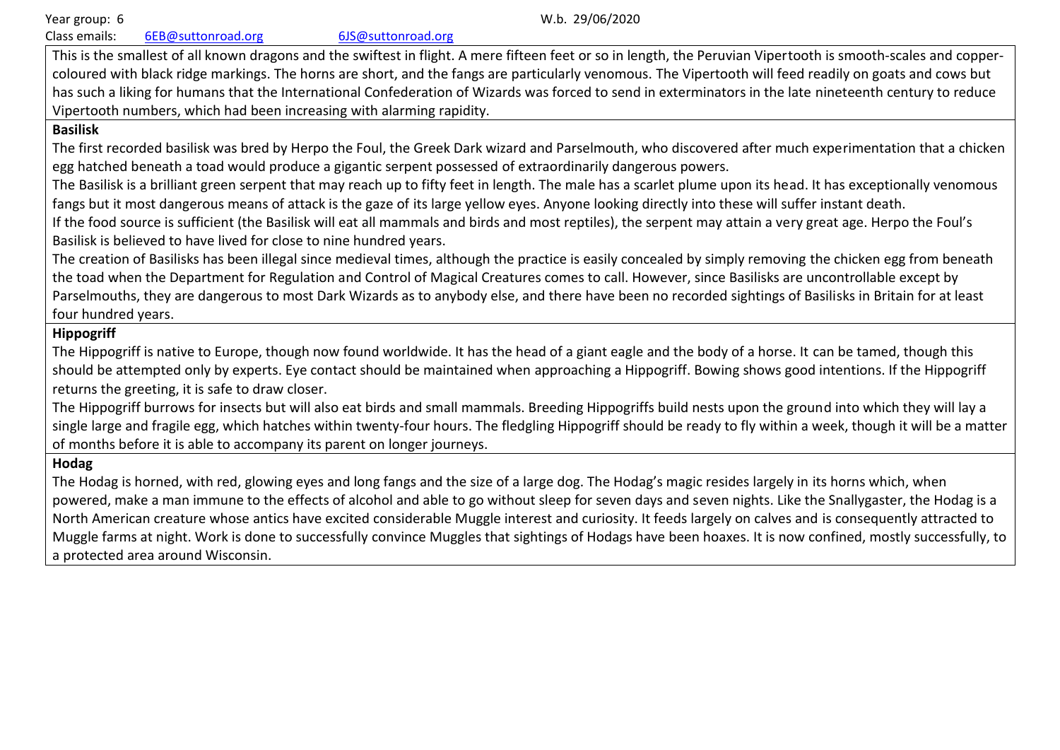This is the smallest of all known dragons and the swiftest in flight. A mere fifteen feet or so in length, the Peruvian Vipertooth is smooth-scales and copper-coloured with black ridge markings. The horns are short, and the fangs are particularly venomous. The Vipertooth will feed readily on goats and cows but has such a liking for humans that the International Confederation of Wizards was forced to send in exterminators in the late nineteenth century to reduce Vipertooth numbers, which had been increasing with alarming rapidity.

**Basilisk**

The first recorded basilisk was bred by Herpo the Foul, the Greek Dark wizard and Parselmouth, who discovered after much experimentation that a chicken egg hatched beneath a toad would produce a gigantic serpent possessed of extraordinarily dangerous powers.

The Basilisk is a brilliant green serpent that may reach up to fifty feet in length. The male has a scarlet plume upon its head. It has exceptionally venomous fangs but it most dangerous means of attack is the gaze of its large yellow eyes. Anyone looking directly into these will suffer instant death.

If the food source is sufficient (the Basilisk will eat all mammals and birds and most reptiles), the serpent may attain a very great age. Herpo the Foul's Basilisk is believed to have lived for close to nine hundred years.

The creation of Basilisks has been illegal since medieval times, although the practice is easily concealed by simply removing the chicken egg from beneath the toad when the Department for Regulation and Control of Magical Creatures comes to call. However, since Basilisks are uncontrollable except by Parselmouths, they are dangerous to most Dark Wizards as to anybody else, and there have been no recorded sightings of Basilisks in Britain for at least four hundred years.

**Hippogriff**

The Hippogriff is native to Europe, though now found worldwide. It has the head of a giant eagle and the body of a horse. It can be tamed, though this should be attempted only by experts. Eye contact should be maintained when approaching a Hippogriff. Bowing shows good intentions. If the Hippogriff returns the greeting, it is safe to draw closer.

The Hippogriff burrows for insects but will also eat birds and small mammals. Breeding Hippogriffs build nests upon the ground into which they will lay a single large and fragile egg, which hatches within twenty-four hours. The fledgling Hippogriff should be ready to fly within a week, though it will be a matter of months before it is able to accompany its parent on longer journeys.

**Hodag**

The Hodag is horned, with red, glowing eyes and long fangs and the size of a large dog. The Hodag's magic resides largely in its horns which, when powered, make a man immune to the effects of alcohol and able to go without sleep for seven days and seven nights. Like the Snallygaster, the Hodag is a North American creature whose antics have excited considerable Muggle interest and curiosity. It feeds largely on calves and is consequently attracted to Muggle farms at night. Work is done to successfully convince Muggles that sightings of Hodags have been hoaxes. It is now confined, mostly successfully, to a protected area around Wisconsin.